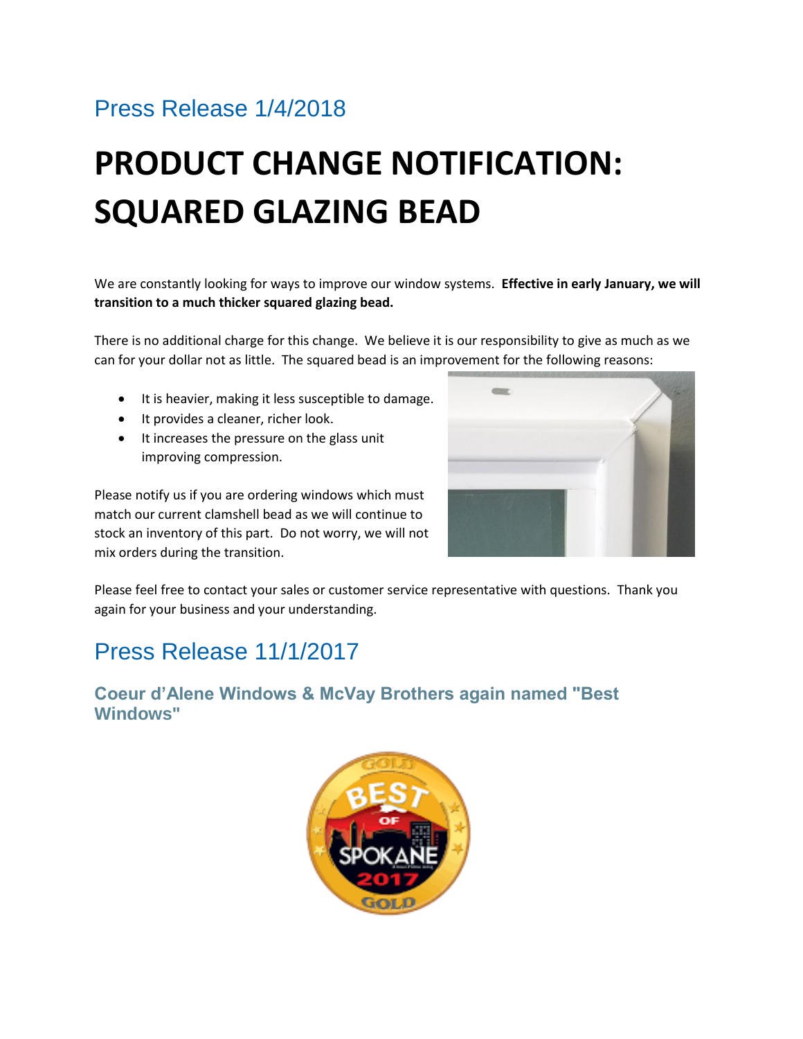## Press Release 1/4/2018

# PRODUCT CHANGE NOTIFICATION: SQUARED GLAZING BEAD

We are constantly looking for ways to improve our window systems. **Effective in early January, we will transition to a much thicker squared glazing bead.**

There is no additional charge for this change. We believe it is our responsibility to give as much as we can for your dollar not as little. The squared bead is an improvement for the following reasons:

- It is heavier, making it less susceptible to damage.
- It provides a cleaner, richer look.
- It increases the pressure on the glass unit improving compression.

Please notify us if you are ordering windows which must match our current clamshell bead as we will continue to stock an inventory of this part. Do not worry, we will not mix orders during the transition.

Please feel free to contact your sales or customer service representative with questions. Thank you again for your business and your understanding.

## Press Release 11/1/2017

### Coeur d'Alene Windows & McVay Brothers again named "Best Windows"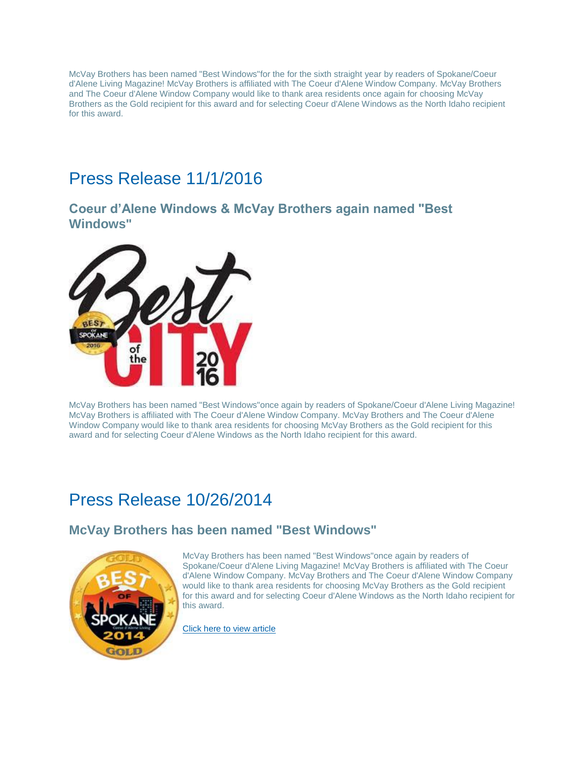McVay Brothers has been named "Best Windows"for the for the sixth straight year by readers of Spokane/Coeur d'Alene Living Magazine! McVay Brothers is affiliated with The Coeur d'Alene Window Company. McVay Brothers and The Coeur d'Alene Window Company would like to thank area residents once again for choosing McVay Brothers as the Gold recipient for this award and for selecting Coeur d'Alene Windows as the North Idaho recipient for this award.

# Press Release 11/1/2016

## Coeur d'Alene Windows & McVay Brothers again named "Best Windows"

McVay Brothers has been named "Best Windows"once again by readers of Spokane/Coeur d'Alene Living Magazine! McVay Brothers is affiliated with The Coeur d'Alene Window Company. McVay Brothers and The Coeur d'Alene Window Company would like to thank area residents for choosing McVay Brothers as the Gold recipient for this award and for selecting Coeur d'Alene Windows as the North Idaho recipient for this award.

# Press Release 10/26/2014

## McVay Brothers has been named "Best Windows"

McVay Brothers has been named "Best Windows"once again by readers of Spokane/Coeur d'Alene Living Magazine! McVay Brothers is affiliated with The Coeur d'Alene Window Company. McVay Brothers and The Coeur d'Alene Window Company would like to thank area residents for choosing McVay Brothers as the Gold recipient for this award and for selecting Coeur d'Alene Windows as the North Idaho recipient for this award.

Click here to view article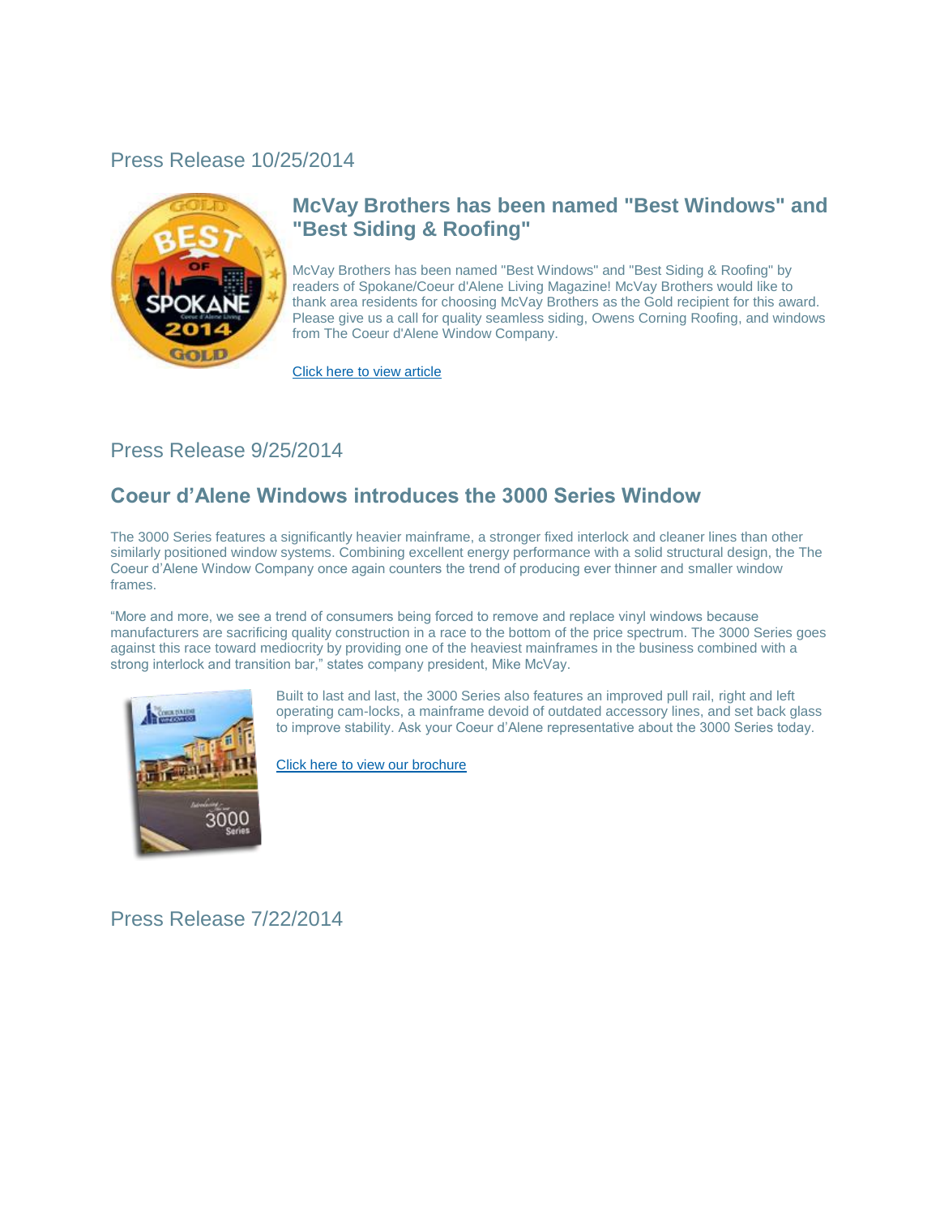## Press Release 10/25/2014

### McVay Brothers has been named "Best Windows" and "Best Siding & Roofing"

McVay Brothers has been named "Best Windows" and "Best Siding & Roofing" by readers of Spokane/Coeur d'Alene Living Magazine! McVay Brothers would like to thank area residents for choosing McVay Brothers as the Gold recipient for this award. Please give us a call for quality seamless siding, Owens Corning Roofing, and windows from The Coeur d'Alene Window Company.

Click here to view article

## Press Release 9/25/2014

### Coeur d’Alene Windows introduces the 3000 Series Window

The 3000 Series features a significantly heavier mainframe, a stronger fixed interlock and cleaner lines than other similarly positioned window systems. Combining excellent energy performance with a solid structural design, the The Coeur d’Alene Window Company once again counters the trend of producing ever thinner and smaller window frames.

“More and more, we see a trend of consumers being forced to remove and replace vinyl windows because manufacturers are sacrificing quality construction in a race to the bottom of the price spectrum. The 3000 Series goes against this race toward mediocrity by providing one of the heaviest mainframes in the business combined with a strong interlock and transition bar,” states company president, Mike McVay.

Built to last and last, the 3000 Series also features an improved pull rail, right and left operating cam-locks, a mainframe devoid of outdated accessory lines, and set back glass to improve stability. Ask your Coeur d’Alene representative about the 3000 Series today.

Click here to view our brochure

## Press Release 7/22/2014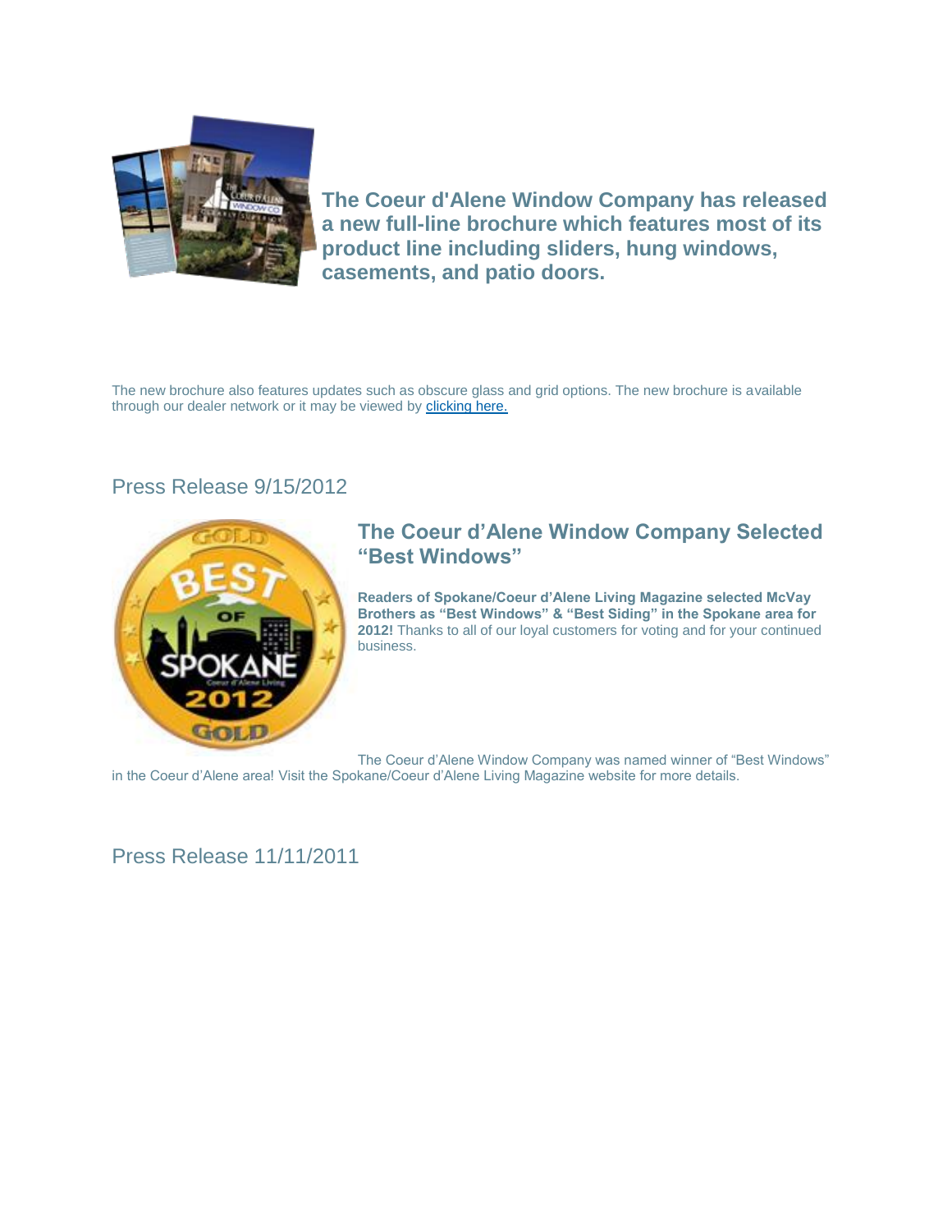### The Coeur d'Alene Window Company has released a new full-line brochure which features most of its product line including sliders, hung windows, casements, and patio doors.

The new brochure also features updates such as obscure glass and grid options. The new brochure is available through our dealer network or it may be viewed by clicking here.

## Press Release 9/15/2012

### The Coeur d'Alene Window Company Selected "Best Windows"

**Readers of Spokane/Coeur d'Alene Living Magazine selected McVay Brothers as "Best Windows" & "Best Siding" in the Spokane area for 2012!** Thanks to all of our loyal customers for voting and for your continued business.

The Coeur d'Alene Window Company was named winner of "Best Windows" in the Coeur d'Alene area! Visit the Spokane/Coeur d'Alene Living Magazine website for more details.

## Press Release 11/11/2011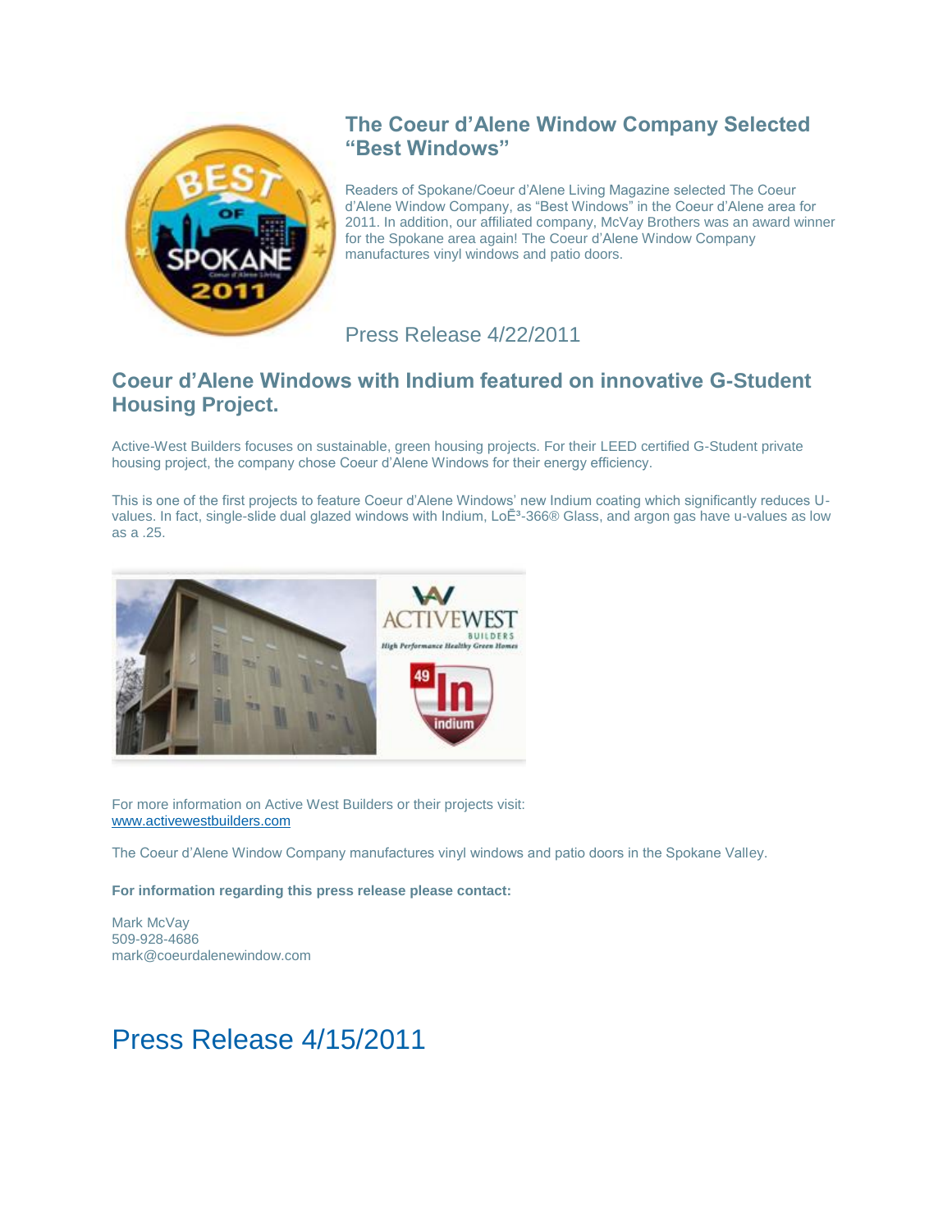## The Coeur d'Alene Window Company Selected "Best Windows"

Readers of Spokane/Coeur d'Alene Living Magazine selected The Coeur d'Alene Window Company, as "Best Windows" in the Coeur d'Alene area for 2011. In addition, our affiliated company, McVay Brothers was an award winner for the Spokane area again! The Coeur d'Alene Window Company manufactures vinyl windows and patio doors.

Press Release 4/22/2011

## Coeur d'Alene Windows with Indium featured on innovative G-Student Housing Project.

Active-West Builders focuses on sustainable, green housing projects. For their LEED certified G-Student private housing project, the company chose Coeur d'Alene Windows for their energy efficiency.

This is one of the first projects to feature Coeur d'Alene Windows' new Indium coating which significantly reduces U-values. In fact, single-slide dual glazed windows with Indium, LoĒ³-366® Glass, and argon gas have u-values as low as a .25.

For more information on Active West Builders or their projects visit: [www.activewestbuilders.com](http://www.activewestbuilders.com)

The Coeur d'Alene Window Company manufactures vinyl windows and patio doors in the Spokane Valley.

**For information regarding this press release please contact:**

Mark McVay
509-928-4686
mark@coeurdalenewindow.com

# Press Release 4/15/2011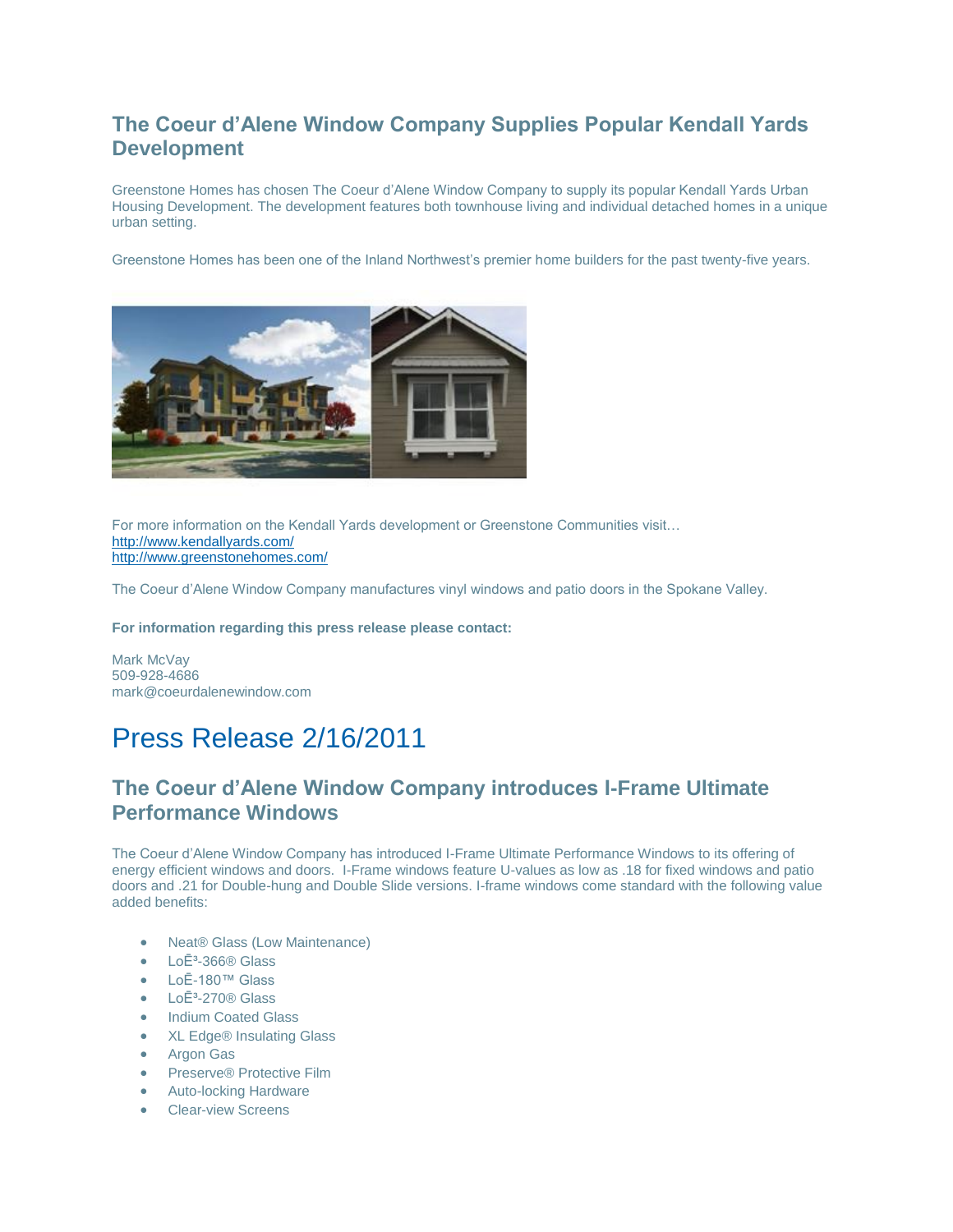## The Coeur d'Alene Window Company Supplies Popular Kendall Yards Development

Greenstone Homes has chosen The Coeur d'Alene Window Company to supply its popular Kendall Yards Urban Housing Development. The development features both townhouse living and individual detached homes in a unique urban setting.

Greenstone Homes has been one of the Inland Northwest's premier home builders for the past twenty-five years.

For more information on the Kendall Yards development or Greenstone Communities visit…
http://www.kendallyards.com/
http://www.greenstonehomes.com/

The Coeur d'Alene Window Company manufactures vinyl windows and patio doors in the Spokane Valley.

**For information regarding this press release please contact:**

Mark McVay
509-928-4686
mark@coeurdalenewindow.com

# Press Release 2/16/2011

## The Coeur d'Alene Window Company introduces I-Frame Ultimate Performance Windows

The Coeur d'Alene Window Company has introduced I-Frame Ultimate Performance Windows to its offering of energy efficient windows and doors. I-Frame windows feature U-values as low as .18 for fixed windows and patio doors and .21 for Double-hung and Double Slide versions. I-frame windows come standard with the following value added benefits:

- Neat® Glass (Low Maintenance)
- LoĒ³-366® Glass
- LoĒ-180™ Glass
- LoĒ³-270® Glass
- Indium Coated Glass
- XL Edge® Insulating Glass
- Argon Gas
- Preserve® Protective Film
- Auto-locking Hardware
- Clear-view Screens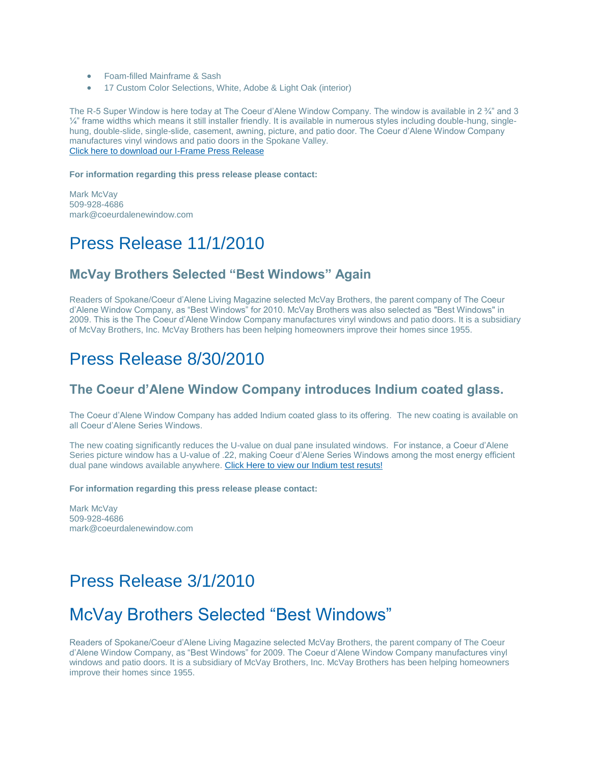- Foam-filled Mainframe & Sash
- 17 Custom Color Selections, White, Adobe & Light Oak (interior)

The R-5 Super Window is here today at The Coeur d'Alene Window Company. The window is available in 2 ¾" and 3 ¼" frame widths which means it still installer friendly. It is available in numerous styles including double-hung, single-hung, double-slide, single-slide, casement, awning, picture, and patio door. The Coeur d'Alene Window Company manufactures vinyl windows and patio doors in the Spokane Valley.
[Click here to download our I-Frame Press Release]

**For information regarding this press release please contact:**

Mark McVay
509-928-4686
mark@coeurdalenewindow.com

# Press Release 11/1/2010

### McVay Brothers Selected "Best Windows" Again

Readers of Spokane/Coeur d'Alene Living Magazine selected McVay Brothers, the parent company of The Coeur d'Alene Window Company, as "Best Windows" for 2010. McVay Brothers was also selected as "Best Windows" in 2009. This is the The Coeur d'Alene Window Company manufactures vinyl windows and patio doors. It is a subsidiary of McVay Brothers, Inc. McVay Brothers has been helping homeowners improve their homes since 1955.

# Press Release 8/30/2010

### The Coeur d'Alene Window Company introduces Indium coated glass.

The Coeur d'Alene Window Company has added Indium coated glass to its offering. The new coating is available on all Coeur d'Alene Series Windows.

The new coating significantly reduces the U-value on dual pane insulated windows. For instance, a Coeur d'Alene Series picture window has a U-value of .22, making Coeur d'Alene Series Windows among the most energy efficient dual pane windows available anywhere. [Click Here to view our Indium test resuts!]

**For information regarding this press release please contact:**

Mark McVay
509-928-4686
mark@coeurdalenewindow.com

# Press Release 3/1/2010

# McVay Brothers Selected "Best Windows"

Readers of Spokane/Coeur d'Alene Living Magazine selected McVay Brothers, the parent company of The Coeur d'Alene Window Company, as "Best Windows" for 2009. The Coeur d'Alene Window Company manufactures vinyl windows and patio doors. It is a subsidiary of McVay Brothers, Inc. McVay Brothers has been helping homeowners improve their homes since 1955.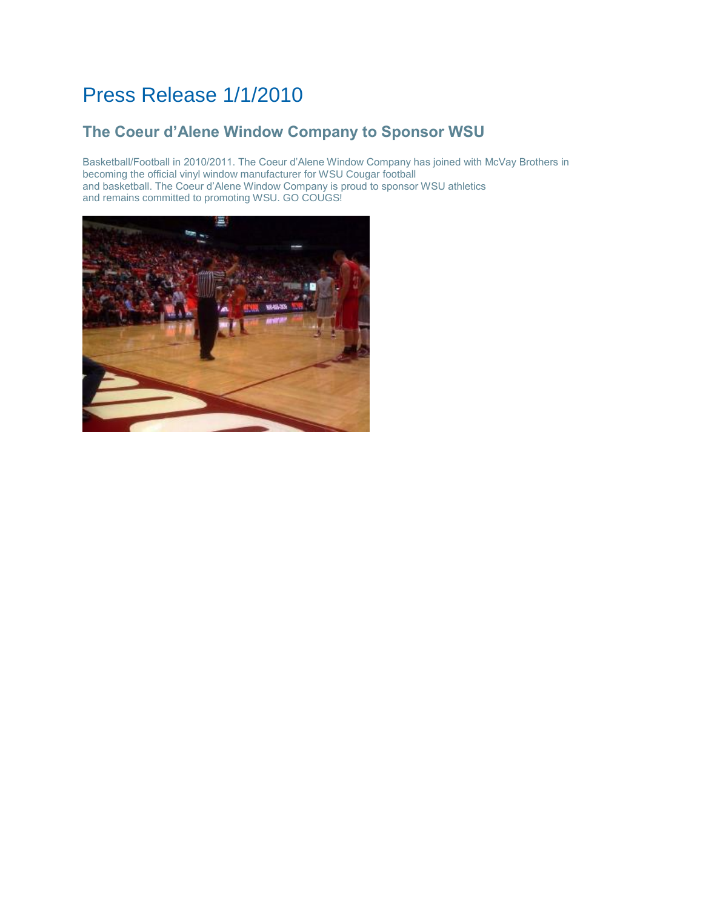# Press Release 1/1/2010

## The Coeur d'Alene Window Company to Sponsor WSU

Basketball/Football in 2010/2011. The Coeur d'Alene Window Company has joined with McVay Brothers in becoming the official vinyl window manufacturer for WSU Cougar football and basketball. The Coeur d'Alene Window Company is proud to sponsor WSU athletics and remains committed to promoting WSU. GO COUGS!